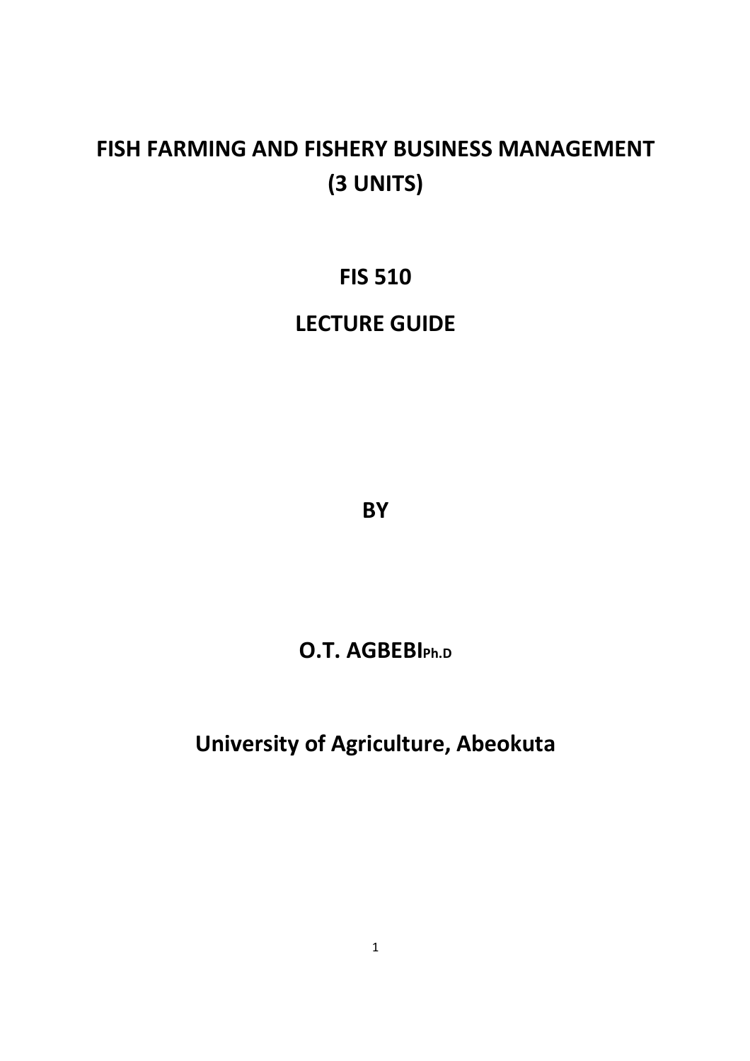# FISH FARMING AND FISHERY BUSINESS MANAGEMENT (3 UNITS)

## FIS 510

## LECTURE GUIDE

**BY**

**O.T. AGBEBI Ph.D**

**University of Agriculture, Abeokuta**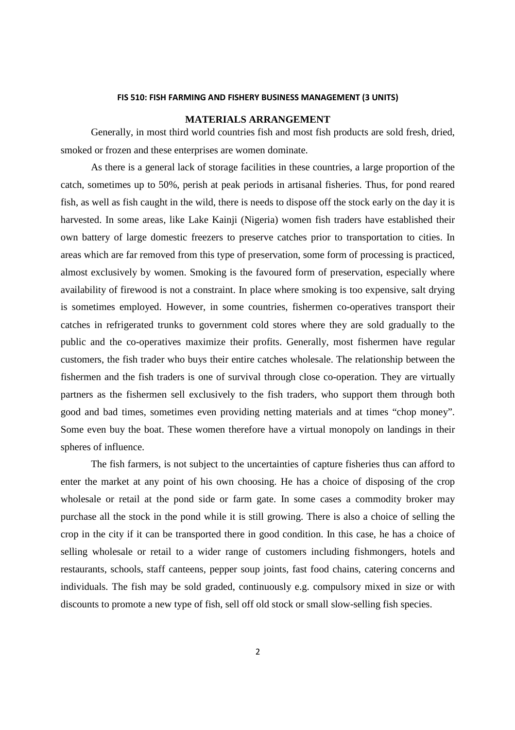**FIS 510: FISH FARMING AND FISHERY BUSINESS MANAGEMENT (3 UNITS)**

## MATERIALS ARRANGEMENT

Generally, in most third world countries fish and most fish products are sold fresh, dried, smoked or frozen and these enterprises are women dominate.

As there is a general lack of storage facilities in these countries, a large proportion of the catch, sometimes up to 50%, perish at peak periods in artisanal fisheries. Thus, for pond reared fish, as well as fish caught in the wild, there is needs to dispose off the stock early on the day it is harvested. In some areas, like Lake Kainji (Nigeria) women fish traders have established their own battery of large domestic freezers to preserve catches prior to transportation to cities. In areas which are far removed from this type of preservation, some form of processing is practiced, almost exclusively by women. Smoking is the favoured form of preservation, especially where availability of firewood is not a constraint. In place where smoking is too expensive, salt drying is sometimes employed. However, in some countries, fishermen co-operatives transport their catches in refrigerated trunks to government cold stores where they are sold gradually to the public and the co-operatives maximize their profits. Generally, most fishermen have regular customers, the fish trader who buys their entire catches wholesale. The relationship between the fishermen and the fish traders is one of survival through close co-operation. They are virtually partners as the fishermen sell exclusively to the fish traders, who support them through both good and bad times, sometimes even providing netting materials and at times "chop money". Some even buy the boat. These women therefore have a virtual monopoly on landings in their spheres of influence.

The fish farmers, is not subject to the uncertainties of capture fisheries thus can afford to enter the market at any point of his own choosing. He has a choice of disposing of the crop wholesale or retail at the pond side or farm gate. In some cases a commodity broker may purchase all the stock in the pond while it is still growing. There is also a choice of selling the crop in the city if it can be transported there in good condition. In this case, he has a choice of selling wholesale or retail to a wider range of customers including fishmongers, hotels and restaurants, schools, staff canteens, pepper soup joints, fast food chains, catering concerns and individuals. The fish may be sold graded, continuously e.g. compulsory mixed in size or with discounts to promote a new type of fish, sell off old stock or small slow-selling fish species.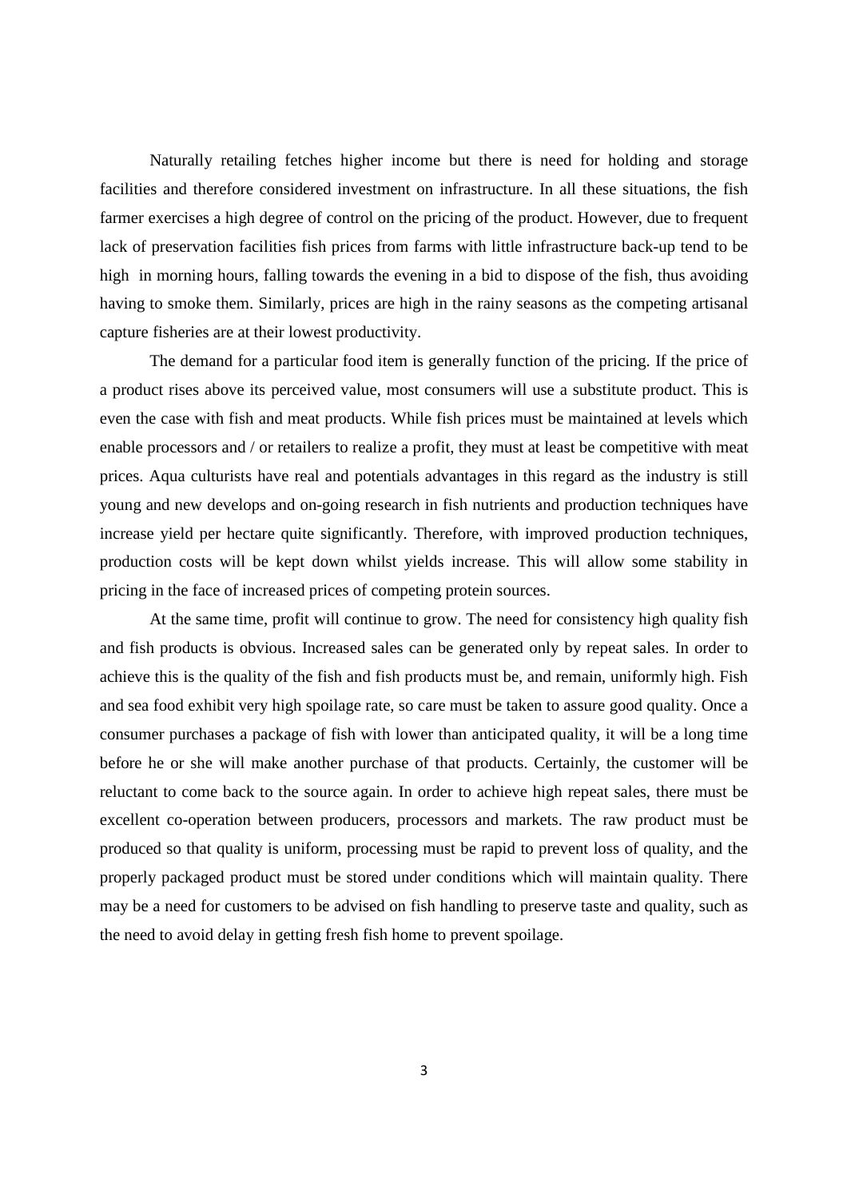Naturally retailing fetches higher income but there is need for holding and storage facilities and therefore considered investment on infrastructure. In all these situations, the fish farmer exercises a high degree of control on the pricing of the product. However, due to frequent lack of preservation facilities fish prices from farms with little infrastructure back-up tend to be high in morning hours, falling towards the evening in a bid to dispose of the fish, thus avoiding having to smoke them. Similarly, prices are high in the rainy seasons as the competing artisanal capture fisheries are at their lowest productivity.

The demand for a particular food item is generally function of the pricing. If the price of a product rises above its perceived value, most consumers will use a substitute product. This is even the case with fish and meat products. While fish prices must be maintained at levels which enable processors and / or retailers to realize a profit, they must at least be competitive with meat prices. Aqua culturists have real and potentials advantages in this regard as the industry is still young and new develops and on-going research in fish nutrients and production techniques have increase yield per hectare quite significantly. Therefore, with improved production techniques, production costs will be kept down whilst yields increase. This will allow some stability in pricing in the face of increased prices of competing protein sources.

At the same time, profit will continue to grow. The need for consistency high quality fish and fish products is obvious. Increased sales can be generated only by repeat sales. In order to achieve this is the quality of the fish and fish products must be, and remain, uniformly high. Fish and sea food exhibit very high spoilage rate, so care must be taken to assure good quality. Once a consumer purchases a package of fish with lower than anticipated quality, it will be a long time before he or she will make another purchase of that products. Certainly, the customer will be reluctant to come back to the source again. In order to achieve high repeat sales, there must be excellent co-operation between producers, processors and markets. The raw product must be produced so that quality is uniform, processing must be rapid to prevent loss of quality, and the properly packaged product must be stored under conditions which will maintain quality. There may be a need for customers to be advised on fish handling to preserve taste and quality, such as the need to avoid delay in getting fresh fish home to prevent spoilage.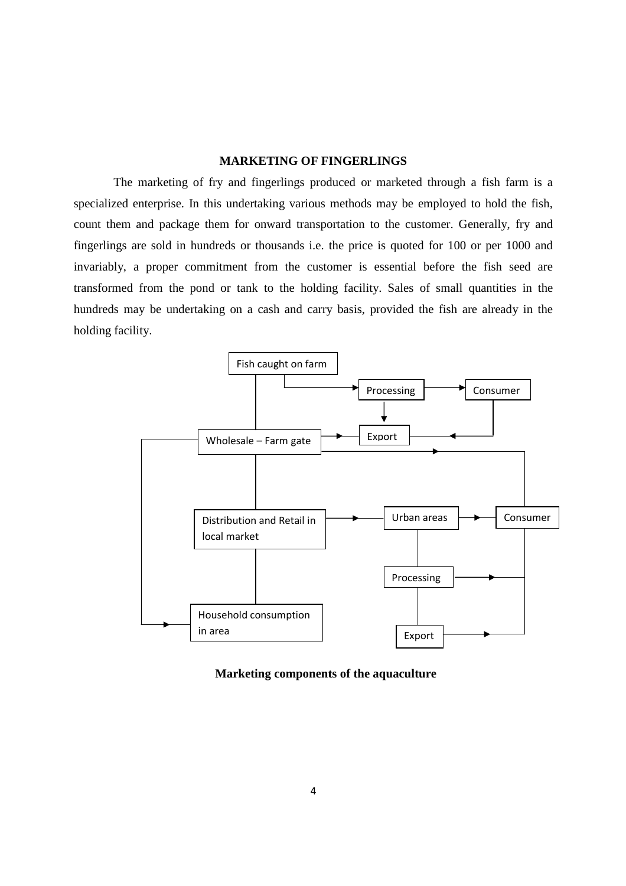## MARKETING OF FINGERLINGS

The marketing of fry and fingerlings produced or marketed through a fish farm is a specialized enterprise. In this undertaking various methods may be employed to hold the fish, count them and package them for onward transportation to the customer. Generally, fry and fingerlings are sold in hundreds or thousands i.e. the price is quoted for 100 or per 1000 and invariably, a proper commitment from the customer is essential before the fish seed are transformed from the pond or tank to the holding facility. Sales of small quantities in the hundreds may be undertaking on a cash and carry basis, provided the fish are already in the holding facility.

Fish caught on farm

Processing

Consumer

Export

Wholesale – Farm gate

Distribution and Retail in local market

Urban areas

Consumer

Processing

Household consumption in area

Export

**Marketing components of the aquaculture**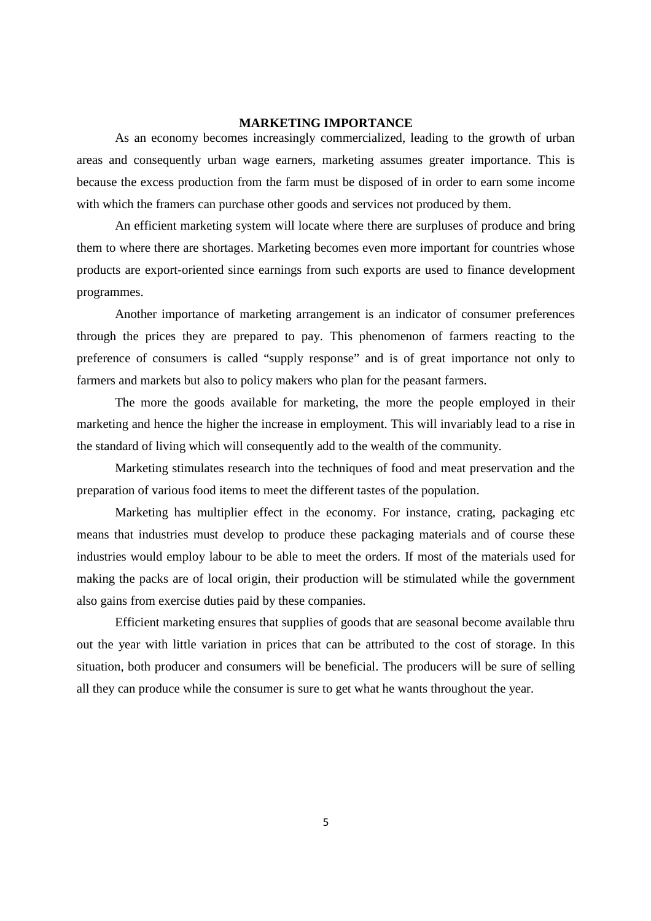## MARKETING IMPORTANCE

As an economy becomes increasingly commercialized, leading to the growth of urban areas and consequently urban wage earners, marketing assumes greater importance. This is because the excess production from the farm must be disposed of in order to earn some income with which the framers can purchase other goods and services not produced by them.

An efficient marketing system will locate where there are surpluses of produce and bring them to where there are shortages. Marketing becomes even more important for countries whose products are export-oriented since earnings from such exports are used to finance development programmes.

Another importance of marketing arrangement is an indicator of consumer preferences through the prices they are prepared to pay. This phenomenon of farmers reacting to the preference of consumers is called "supply response" and is of great importance not only to farmers and markets but also to policy makers who plan for the peasant farmers.

The more the goods available for marketing, the more the people employed in their marketing and hence the higher the increase in employment. This will invariably lead to a rise in the standard of living which will consequently add to the wealth of the community.

Marketing stimulates research into the techniques of food and meat preservation and the preparation of various food items to meet the different tastes of the population.

Marketing has multiplier effect in the economy. For instance, crating, packaging etc means that industries must develop to produce these packaging materials and of course these industries would employ labour to be able to meet the orders. If most of the materials used for making the packs are of local origin, their production will be stimulated while the government also gains from exercise duties paid by these companies.

Efficient marketing ensures that supplies of goods that are seasonal become available thru out the year with little variation in prices that can be attributed to the cost of storage. In this situation, both producer and consumers will be beneficial. The producers will be sure of selling all they can produce while the consumer is sure to get what he wants throughout the year.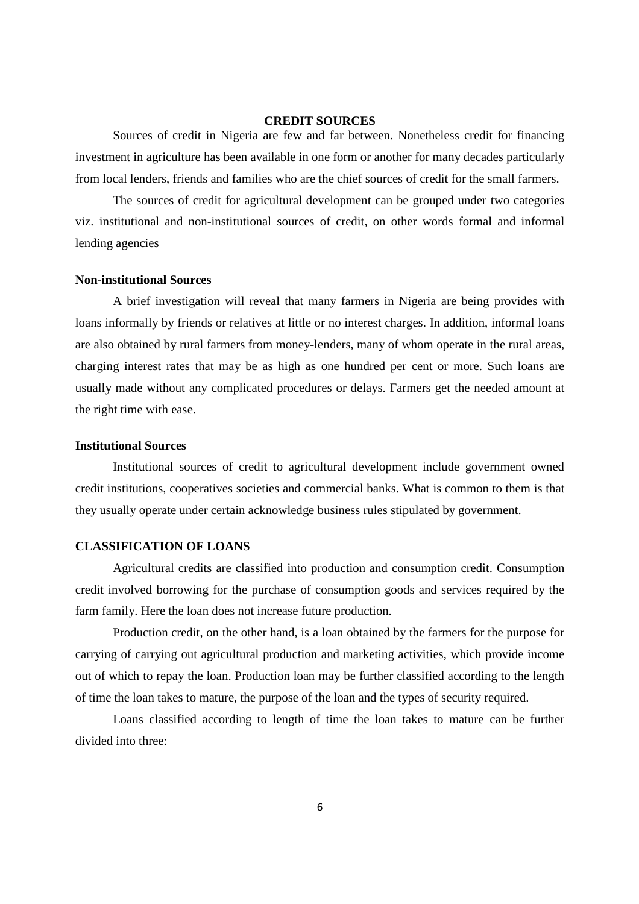## CREDIT SOURCES

Sources of credit in Nigeria are few and far between. Nonetheless credit for financing investment in agriculture has been available in one form or another for many decades particularly from local lenders, friends and families who are the chief sources of credit for the small farmers.

The sources of credit for agricultural development can be grouped under two categories viz. institutional and non-institutional sources of credit, on other words formal and informal lending agencies

### Non-institutional Sources

A brief investigation will reveal that many farmers in Nigeria are being provides with loans informally by friends or relatives at little or no interest charges. In addition, informal loans are also obtained by rural farmers from money-lenders, many of whom operate in the rural areas, charging interest rates that may be as high as one hundred per cent or more. Such loans are usually made without any complicated procedures or delays. Farmers get the needed amount at the right time with ease.

### Institutional Sources

Institutional sources of credit to agricultural development include government owned credit institutions, cooperatives societies and commercial banks. What is common to them is that they usually operate under certain acknowledge business rules stipulated by government.

## CLASSIFICATION OF LOANS

Agricultural credits are classified into production and consumption credit. Consumption credit involved borrowing for the purchase of consumption goods and services required by the farm family. Here the loan does not increase future production.

Production credit, on the other hand, is a loan obtained by the farmers for the purpose for carrying of carrying out agricultural production and marketing activities, which provide income out of which to repay the loan. Production loan may be further classified according to the length of time the loan takes to mature, the purpose of the loan and the types of security required.

Loans classified according to length of time the loan takes to mature can be further divided into three: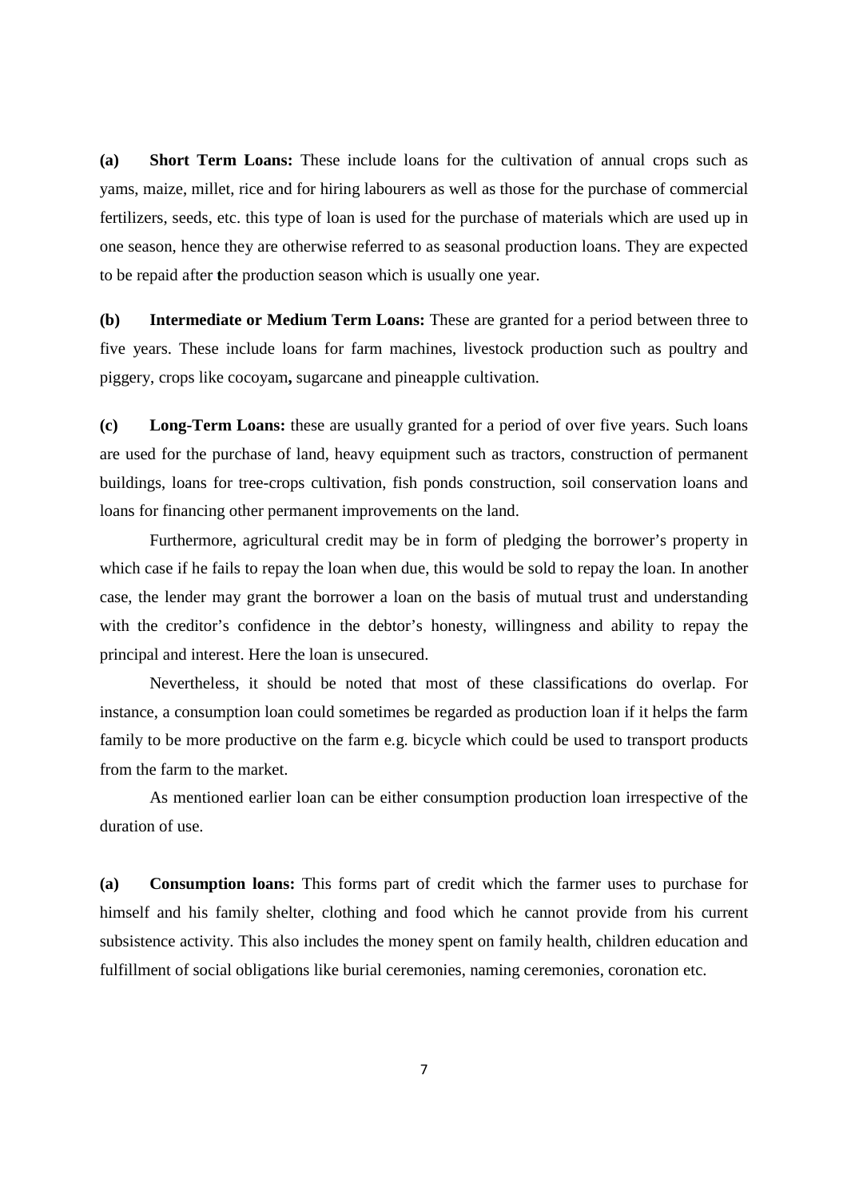**(a) Short Term Loans:** These include loans for the cultivation of annual crops such as yams, maize, millet, rice and for hiring labourers as well as those for the purchase of commercial fertilizers, seeds, etc. this type of loan is used for the purchase of materials which are used up in one season, hence they are otherwise referred to as seasonal production loans. They are expected to be repaid after the production season which is usually one year.

**(b) Intermediate or Medium Term Loans:** These are granted for a period between three to five years. These include loans for farm machines, livestock production such as poultry and piggery, crops like cocoyam, sugarcane and pineapple cultivation.

**(c) Long-Term Loans:** these are usually granted for a period of over five years. Such loans are used for the purchase of land, heavy equipment such as tractors, construction of permanent buildings, loans for tree-crops cultivation, fish ponds construction, soil conservation loans and loans for financing other permanent improvements on the land.

Furthermore, agricultural credit may be in form of pledging the borrower's property in which case if he fails to repay the loan when due, this would be sold to repay the loan. In another case, the lender may grant the borrower a loan on the basis of mutual trust and understanding with the creditor's confidence in the debtor's honesty, willingness and ability to repay the principal and interest. Here the loan is unsecured.

Nevertheless, it should be noted that most of these classifications do overlap. For instance, a consumption loan could sometimes be regarded as production loan if it helps the farm family to be more productive on the farm e.g. bicycle which could be used to transport products from the farm to the market.

As mentioned earlier loan can be either consumption production loan irrespective of the duration of use.

**(a) Consumption loans:** This forms part of credit which the farmer uses to purchase for himself and his family shelter, clothing and food which he cannot provide from his current subsistence activity. This also includes the money spent on family health, children education and fulfillment of social obligations like burial ceremonies, naming ceremonies, coronation etc.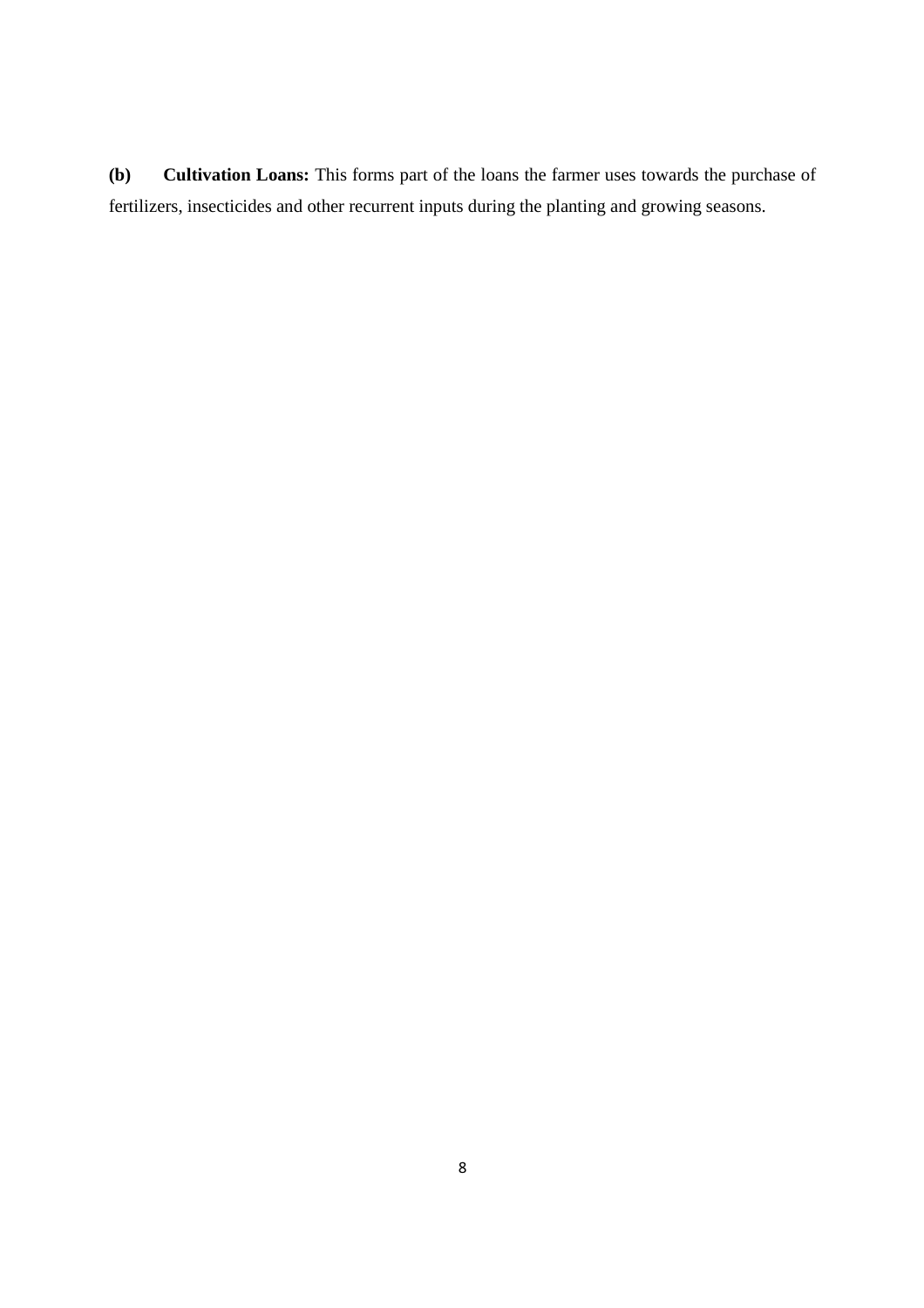**(b) Cultivation Loans:** This forms part of the loans the farmer uses towards the purchase of fertilizers, insecticides and other recurrent inputs during the planting and growing seasons.